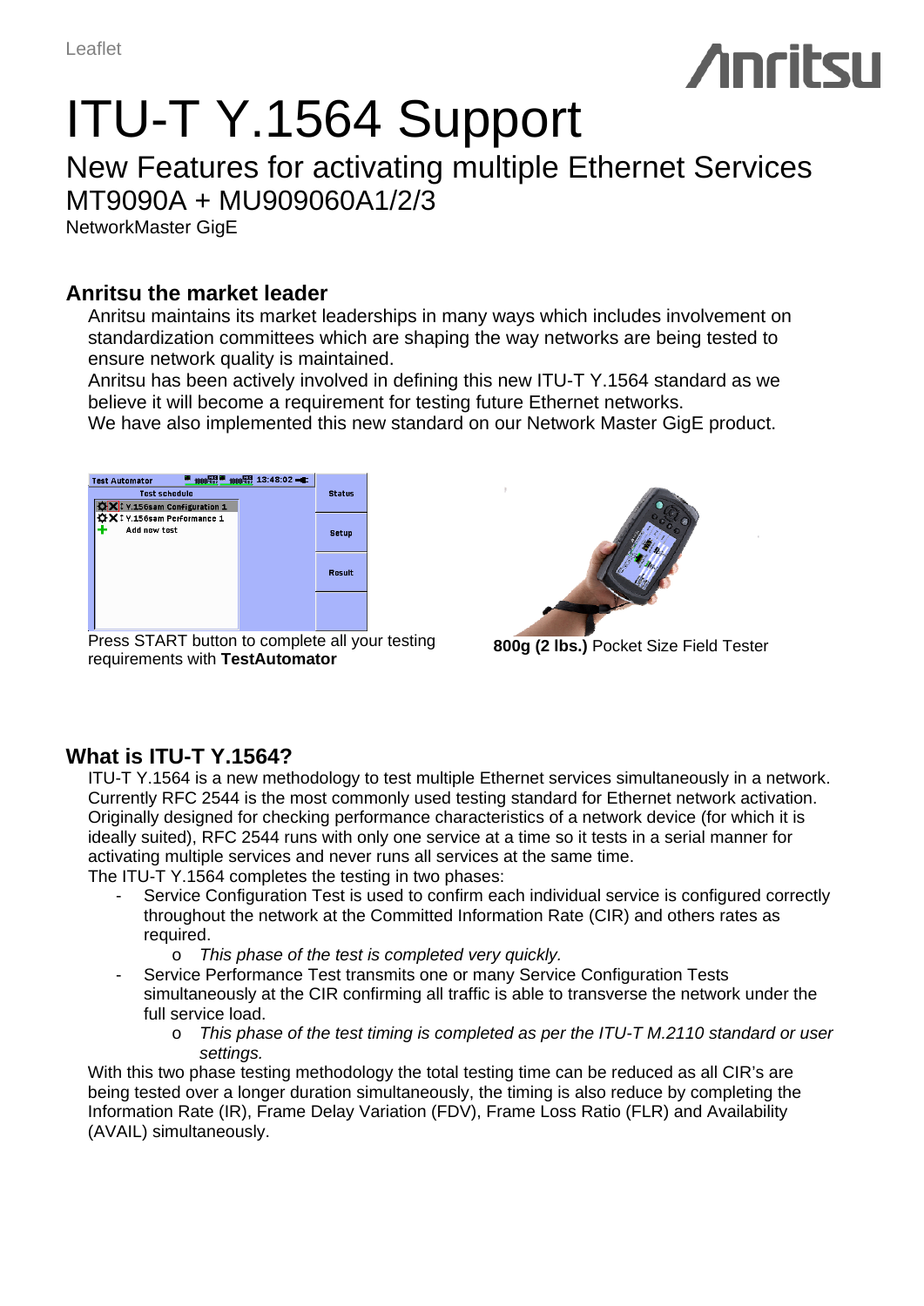Leaflet

# ITU-T Y.1564 Support

## New Features for activating multiple Ethernet Services
## MT9090A + MU909060A1/2/3

NetworkMaster GigE

### Anritsu the market leader

Anritsu maintains its market leaderships in many ways which includes involvement on standardization committees which are shaping the way networks are being tested to ensure network quality is maintained.
Anritsu has been actively involved in defining this new ITU-T Y.1564 standard as we believe it will become a requirement for testing future Ethernet networks.
We have also implemented this new standard on our Network Master GigE product.

Press START button to complete all your testing requirements with **TestAutomator**

**800g (2 lbs.)** Pocket Size Field Tester

### What is ITU-T Y.1564?

ITU-T Y.1564 is a new methodology to test multiple Ethernet services simultaneously in a network. Currently RFC 2544 is the most commonly used testing standard for Ethernet network activation. Originally designed for checking performance characteristics of a network device (for which it is ideally suited), RFC 2544 runs with only one service at a time so it tests in a serial manner for activating multiple services and never runs all services at the same time.
The ITU-T Y.1564 completes the testing in two phases:

- Service Configuration Test is used to confirm each individual service is configured correctly throughout the network at the Committed Information Rate (CIR) and others rates as required.
    - *This phase of the test is completed very quickly.*
- Service Performance Test transmits one or many Service Configuration Tests simultaneously at the CIR confirming all traffic is able to transverse the network under the full service load.
    - *This phase of the test timing is completed as per the ITU-T M.2110 standard or user settings.*

With this two phase testing methodology the total testing time can be reduced as all CIR's are being tested over a longer duration simultaneously, the timing is also reduce by completing the Information Rate (IR), Frame Delay Variation (FDV), Frame Loss Ratio (FLR) and Availability (AVAIL) simultaneously.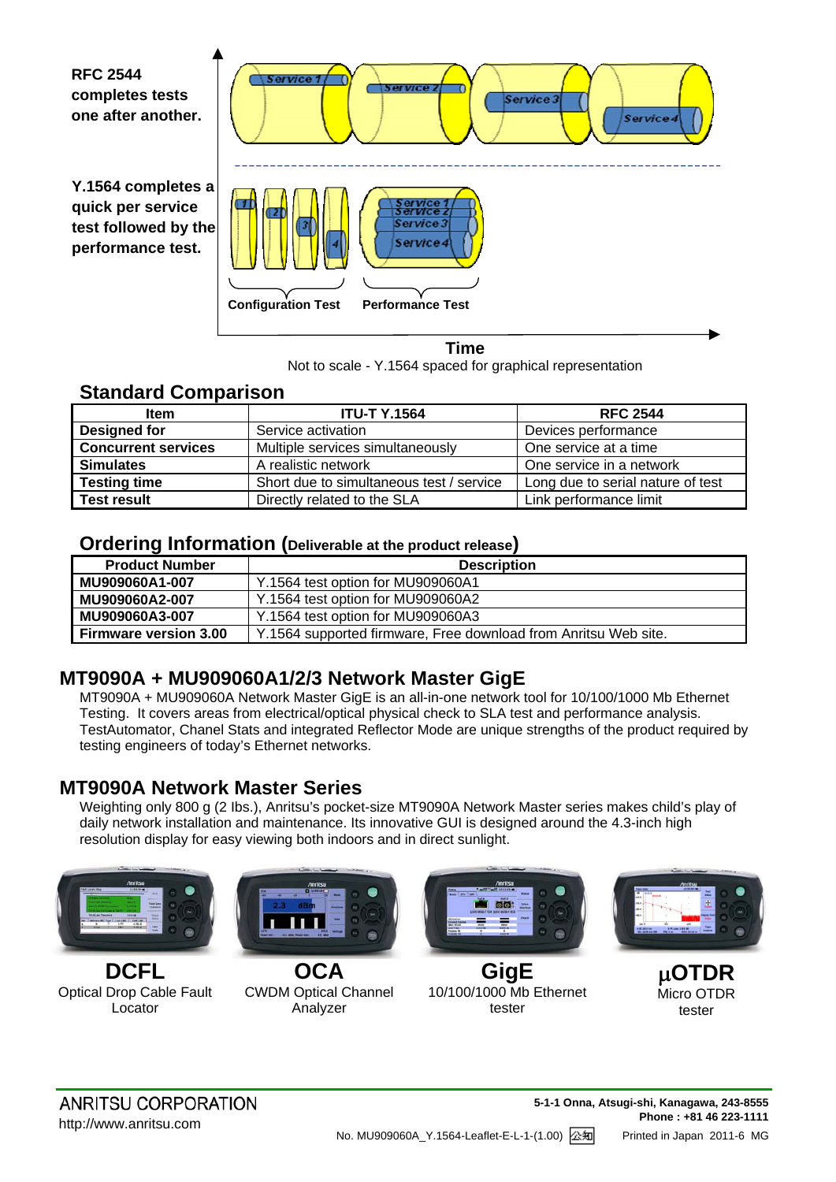RFC 2544 completes tests one after another.

Y.1564 completes a quick per service test followed by the performance test.

Service 1
Service 2
Service 3
Service 4

1
2
3
4

Service 1
Service 2
Service 3
Service 4

Configuration Test
Performance Test

Time

Not to scale - Y.1564 spaced for graphical representation

## Standard Comparison

| Item | ITU-T Y.1564 | RFC 2544 |
|---|---|---|
| **Designed for** | Service activation | Devices performance |
| **Concurrent services** | Multiple services simultaneously | One service at a time |
| **Simulates** | A realistic network | One service in a network |
| **Testing time** | Short due to simultaneous test / service | Long due to serial nature of test |
| **Test result** | Directly related to the SLA | Link performance limit |

## Ordering Information (Deliverable at the product release)

| Product Number | Description |
|---|---|
| **MU909060A1-007** | Y.1564 test option for MU909060A1 |
| **MU909060A2-007** | Y.1564 test option for MU909060A2 |
| **MU909060A3-007** | Y.1564 test option for MU909060A3 |
| **Firmware version 3.00** | Y.1564 supported firmware, Free download from Anritsu Web site. |

## MT9090A + MU909060A1/2/3 Network Master GigE

MT9090A + MU909060A Network Master GigE is an all-in-one network tool for 10/100/1000 Mb Ethernet Testing. It covers areas from electrical/optical physical check to SLA test and performance analysis. TestAutomator, Chanel Stats and integrated Reflector Mode are unique strengths of the product required by testing engineers of today's Ethernet networks.

## MT9090A Network Master Series

Weighting only 800 g (2 lbs.), Anritsu's pocket-size MT9090A Network Master series makes child's play of daily network installation and maintenance. Its innovative GUI is designed around the 4.3-inch high resolution display for easy viewing both indoors and in direct sunlight.

**DCFL**
Optical Drop Cable Fault Locator

**OCA**
CWDM Optical Channel Analyzer

**GigE**
10/100/1000 Mb Ethernet tester

**μOTDR**
Micro OTDR tester

ANRITSU CORPORATION
http://www.anritsu.com

**5-1-1 Onna, Atsugi-shi, Kanagawa, 243-8555**
**Phone : +81 46 223-1111**

No. MU909060A_Y.1564-Leaflet-E-L-1-(1.00) 公知 Printed in Japan 2011-6 MG